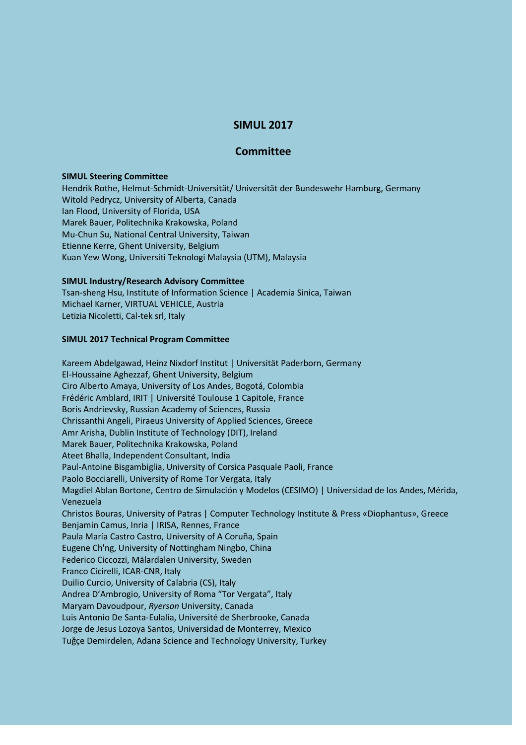# SIMUL 2017

## Committee

**SIMUL Steering Committee**

Hendrik Rothe, Helmut-Schmidt-Universität/ Universität der Bundeswehr Hamburg, Germany
Witold Pedrycz, University of Alberta, Canada
Ian Flood, University of Florida, USA
Marek Bauer, Politechnika Krakowska, Poland
Mu-Chun Su, National Central University, Taiwan
Etienne Kerre, Ghent University, Belgium
Kuan Yew Wong, Universiti Teknologi Malaysia (UTM), Malaysia

**SIMUL Industry/Research Advisory Committee**

Tsan-sheng Hsu, Institute of Information Science | Academia Sinica, Taiwan
Michael Karner, VIRTUAL VEHICLE, Austria
Letizia Nicoletti, Cal-tek srl, Italy

**SIMUL 2017 Technical Program Committee**

Kareem Abdelgawad, Heinz Nixdorf Institut | Universität Paderborn, Germany
El-Houssaine Aghezzaf, Ghent University, Belgium
Ciro Alberto Amaya, University of Los Andes, Bogotá, Colombia
Frédéric Amblard, IRIT | Université Toulouse 1 Capitole, France
Boris Andrievsky, Russian Academy of Sciences, Russia
Chrissanthi Angeli, Piraeus University of Applied Sciences, Greece
Amr Arisha, Dublin Institute of Technology (DIT), Ireland
Marek Bauer, Politechnika Krakowska, Poland
Ateet Bhalla, Independent Consultant, India
Paul-Antoine Bisgambiglia, University of Corsica Pasquale Paoli, France
Paolo Bocciarelli, University of Rome Tor Vergata, Italy
Magdiel Ablan Bortone, Centro de Simulación y Modelos (CESIMO) | Universidad de los Andes, Mérida, Venezuela
Christos Bouras, University of Patras | Computer Technology Institute & Press «Diophantus», Greece
Benjamin Camus, Inria | IRISA, Rennes, France
Paula María Castro Castro, University of A Coruña, Spain
Eugene Ch'ng, University of Nottingham Ningbo, China
Federico Ciccozzi, Mälardalen University, Sweden
Franco Cicirelli, ICAR-CNR, Italy
Duilio Curcio, University of Calabria (CS), Italy
Andrea D'Ambrogio, University of Roma "Tor Vergata", Italy
Maryam Davoudpour, *Ryerson* University, Canada
Luis Antonio De Santa-Eulalia, Université de Sherbrooke, Canada
Jorge de Jesus Lozoya Santos, Universidad de Monterrey, Mexico
Tuğçe Demirdelen, Adana Science and Technology University, Turkey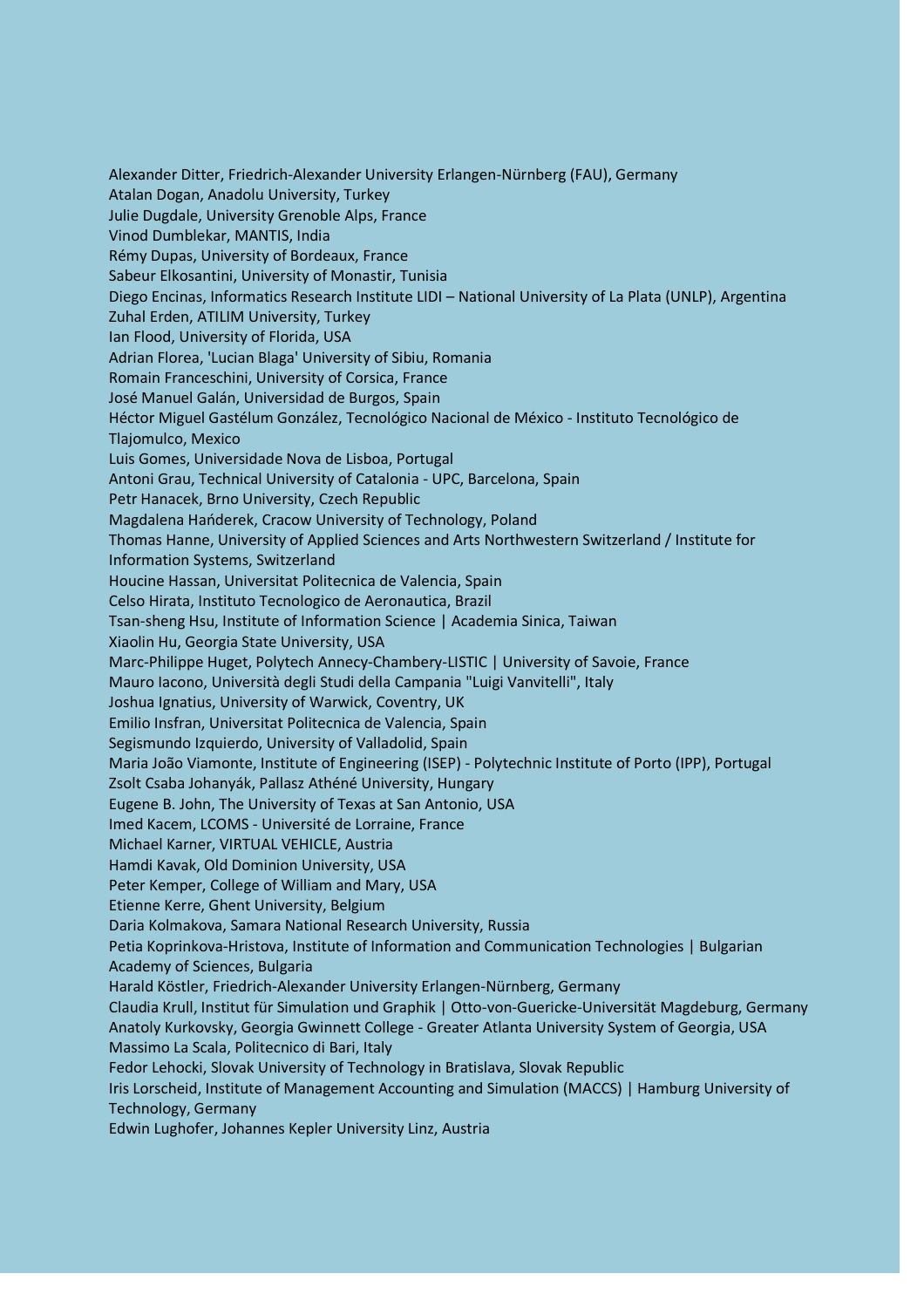Alexander Ditter, Friedrich-Alexander University Erlangen-Nürnberg (FAU), Germany
Atalan Dogan, Anadolu University, Turkey
Julie Dugdale, University Grenoble Alps, France
Vinod Dumblekar, MANTIS, India
Rémy Dupas, University of Bordeaux, France
Sabeur Elkosantini, University of Monastir, Tunisia
Diego Encinas, Informatics Research Institute LIDI – National University of La Plata (UNLP), Argentina
Zuhal Erden, ATILIM University, Turkey
Ian Flood, University of Florida, USA
Adrian Florea, 'Lucian Blaga' University of Sibiu, Romania
Romain Franceschini, University of Corsica, France
José Manuel Galán, Universidad de Burgos, Spain
Héctor Miguel Gastélum González, Tecnológico Nacional de México - Instituto Tecnológico de Tlajomulco, Mexico
Luis Gomes, Universidade Nova de Lisboa, Portugal
Antoni Grau, Technical University of Catalonia - UPC, Barcelona, Spain
Petr Hanacek, Brno University, Czech Republic
Magdalena Hańderek, Cracow University of Technology, Poland
Thomas Hanne, University of Applied Sciences and Arts Northwestern Switzerland / Institute for Information Systems, Switzerland
Houcine Hassan, Universitat Politecnica de Valencia, Spain
Celso Hirata, Instituto Tecnologico de Aeronautica, Brazil
Tsan-sheng Hsu, Institute of Information Science | Academia Sinica, Taiwan
Xiaolin Hu, Georgia State University, USA
Marc-Philippe Huget, Polytech Annecy-Chambery-LISTIC | University of Savoie, France
Mauro Iacono, Università degli Studi della Campania "Luigi Vanvitelli", Italy
Joshua Ignatius, University of Warwick, Coventry, UK
Emilio Insfran, Universitat Politecnica de Valencia, Spain
Segismundo Izquierdo, University of Valladolid, Spain
Maria João Viamonte, Institute of Engineering (ISEP) - Polytechnic Institute of Porto (IPP), Portugal
Zsolt Csaba Johanyák, Pallasz Athéné University, Hungary
Eugene B. John, The University of Texas at San Antonio, USA
Imed Kacem, LCOMS - Université de Lorraine, France
Michael Karner, VIRTUAL VEHICLE, Austria
Hamdi Kavak, Old Dominion University, USA
Peter Kemper, College of William and Mary, USA
Etienne Kerre, Ghent University, Belgium
Daria Kolmakova, Samara National Research University, Russia
Petia Koprinkova-Hristova, Institute of Information and Communication Technologies | Bulgarian Academy of Sciences, Bulgaria
Harald Köstler, Friedrich-Alexander University Erlangen-Nürnberg, Germany
Claudia Krull, Institut für Simulation und Graphik | Otto-von-Guericke-Universität Magdeburg, Germany
Anatoly Kurkovsky, Georgia Gwinnett College - Greater Atlanta University System of Georgia, USA
Massimo La Scala, Politecnico di Bari, Italy
Fedor Lehocki, Slovak University of Technology in Bratislava, Slovak Republic
Iris Lorscheid, Institute of Management Accounting and Simulation (MACCS) | Hamburg University of Technology, Germany
Edwin Lughofer, Johannes Kepler University Linz, Austria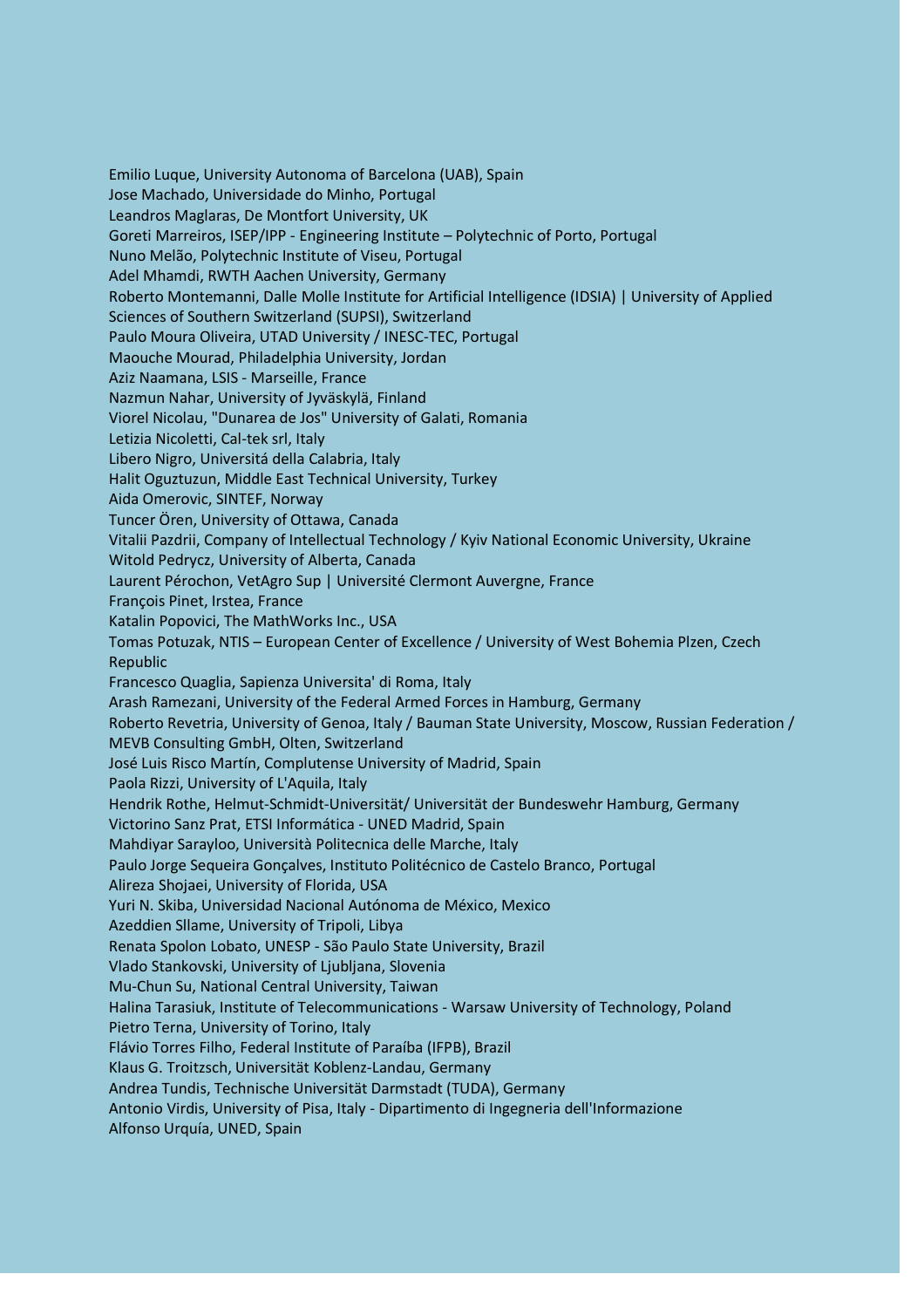Emilio Luque, University Autonoma of Barcelona (UAB), Spain
Jose Machado, Universidade do Minho, Portugal
Leandros Maglaras, De Montfort University, UK
Goreti Marreiros, ISEP/IPP - Engineering Institute – Polytechnic of Porto, Portugal
Nuno Melão, Polytechnic Institute of Viseu, Portugal
Adel Mhamdi, RWTH Aachen University, Germany
Roberto Montemanni, Dalle Molle Institute for Artificial Intelligence (IDSIA) | University of Applied Sciences of Southern Switzerland (SUPSI), Switzerland
Paulo Moura Oliveira, UTAD University / INESC-TEC, Portugal
Maouche Mourad, Philadelphia University, Jordan
Aziz Naamana, LSIS - Marseille, France
Nazmun Nahar, University of Jyväskylä, Finland
Viorel Nicolau, "Dunarea de Jos" University of Galati, Romania
Letizia Nicoletti, Cal-tek srl, Italy
Libero Nigro, Universitá della Calabria, Italy
Halit Oguztuzun, Middle East Technical University, Turkey
Aida Omerovic, SINTEF, Norway
Tuncer Ören, University of Ottawa, Canada
Vitalii Pazdrii, Company of Intellectual Technology / Kyiv National Economic University, Ukraine
Witold Pedrycz, University of Alberta, Canada
Laurent Pérochon, VetAgro Sup | Université Clermont Auvergne, France
François Pinet, Irstea, France
Katalin Popovici, The MathWorks Inc., USA
Tomas Potuzak, NTIS – European Center of Excellence / University of West Bohemia Plzen, Czech Republic
Francesco Quaglia, Sapienza Universita' di Roma, Italy
Arash Ramezani, University of the Federal Armed Forces in Hamburg, Germany
Roberto Revetria, University of Genoa, Italy / Bauman State University, Moscow, Russian Federation / MEVB Consulting GmbH, Olten, Switzerland
José Luis Risco Martín, Complutense University of Madrid, Spain
Paola Rizzi, University of L'Aquila, Italy
Hendrik Rothe, Helmut-Schmidt-Universität/ Universität der Bundeswehr Hamburg, Germany
Victorino Sanz Prat, ETSI Informática - UNED Madrid, Spain
Mahdiyar Sarayloo, Università Politecnica delle Marche, Italy
Paulo Jorge Sequeira Gonçalves, Instituto Politécnico de Castelo Branco, Portugal
Alireza Shojaei, University of Florida, USA
Yuri N. Skiba, Universidad Nacional Autónoma de México, Mexico
Azeddien Sllame, University of Tripoli, Libya
Renata Spolon Lobato, UNESP - São Paulo State University, Brazil
Vlado Stankovski, University of Ljubljana, Slovenia
Mu-Chun Su, National Central University, Taiwan
Halina Tarasiuk, Institute of Telecommunications - Warsaw University of Technology, Poland
Pietro Terna, University of Torino, Italy
Flávio Torres Filho, Federal Institute of Paraíba (IFPB), Brazil
Klaus G. Troitzsch, Universität Koblenz-Landau, Germany
Andrea Tundis, Technische Universität Darmstadt (TUDA), Germany
Antonio Virdis, University of Pisa, Italy - Dipartimento di Ingegneria dell'Informazione
Alfonso Urquía, UNED, Spain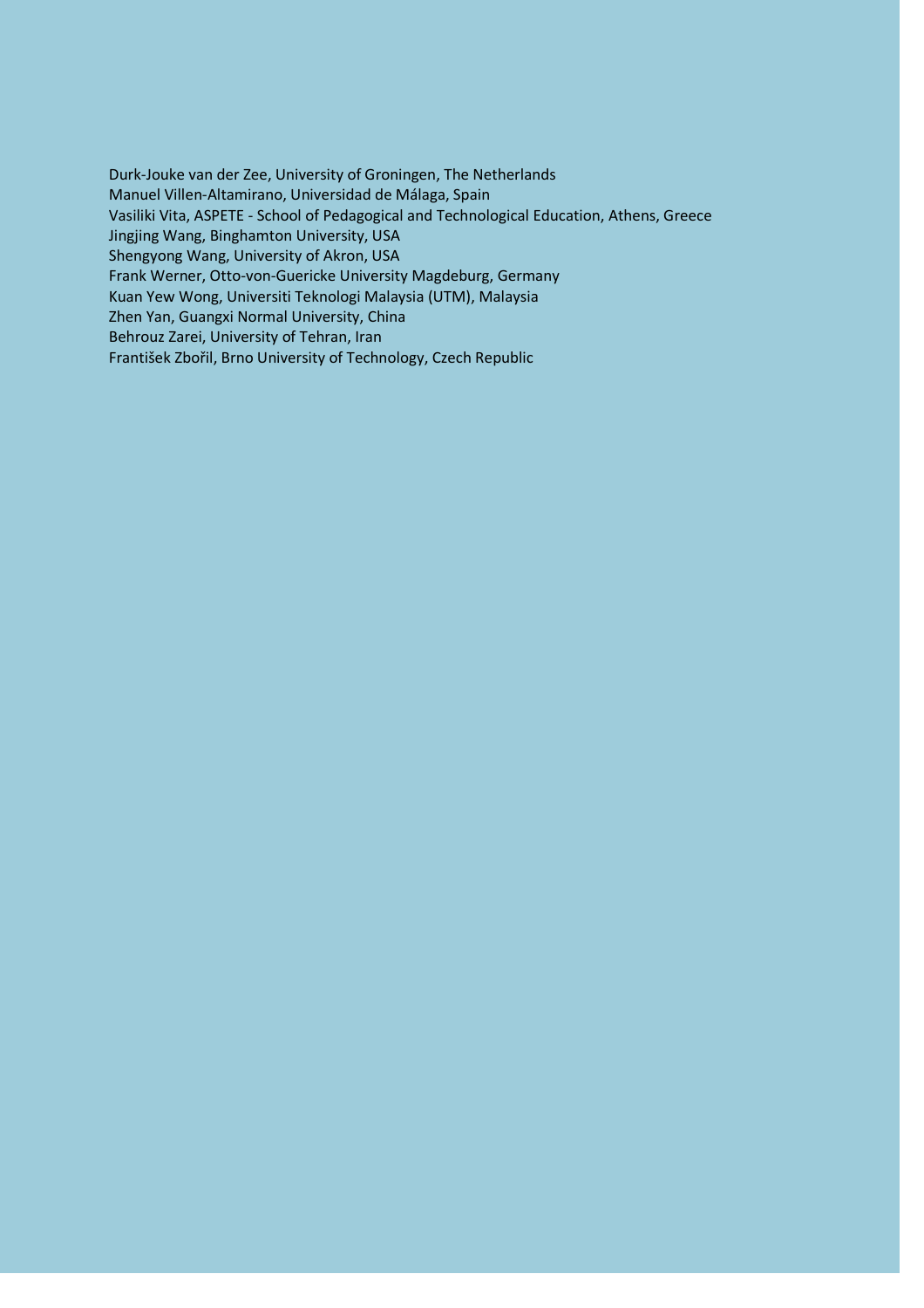Durk-Jouke van der Zee, University of Groningen, The Netherlands
Manuel Villen-Altamirano, Universidad de Málaga, Spain
Vasiliki Vita, ASPETE - School of Pedagogical and Technological Education, Athens, Greece
Jingjing Wang, Binghamton University, USA
Shengyong Wang, University of Akron, USA
Frank Werner, Otto-von-Guericke University Magdeburg, Germany
Kuan Yew Wong, Universiti Teknologi Malaysia (UTM), Malaysia
Zhen Yan, Guangxi Normal University, China
Behrouz Zarei, University of Tehran, Iran
František Zbořil, Brno University of Technology, Czech Republic